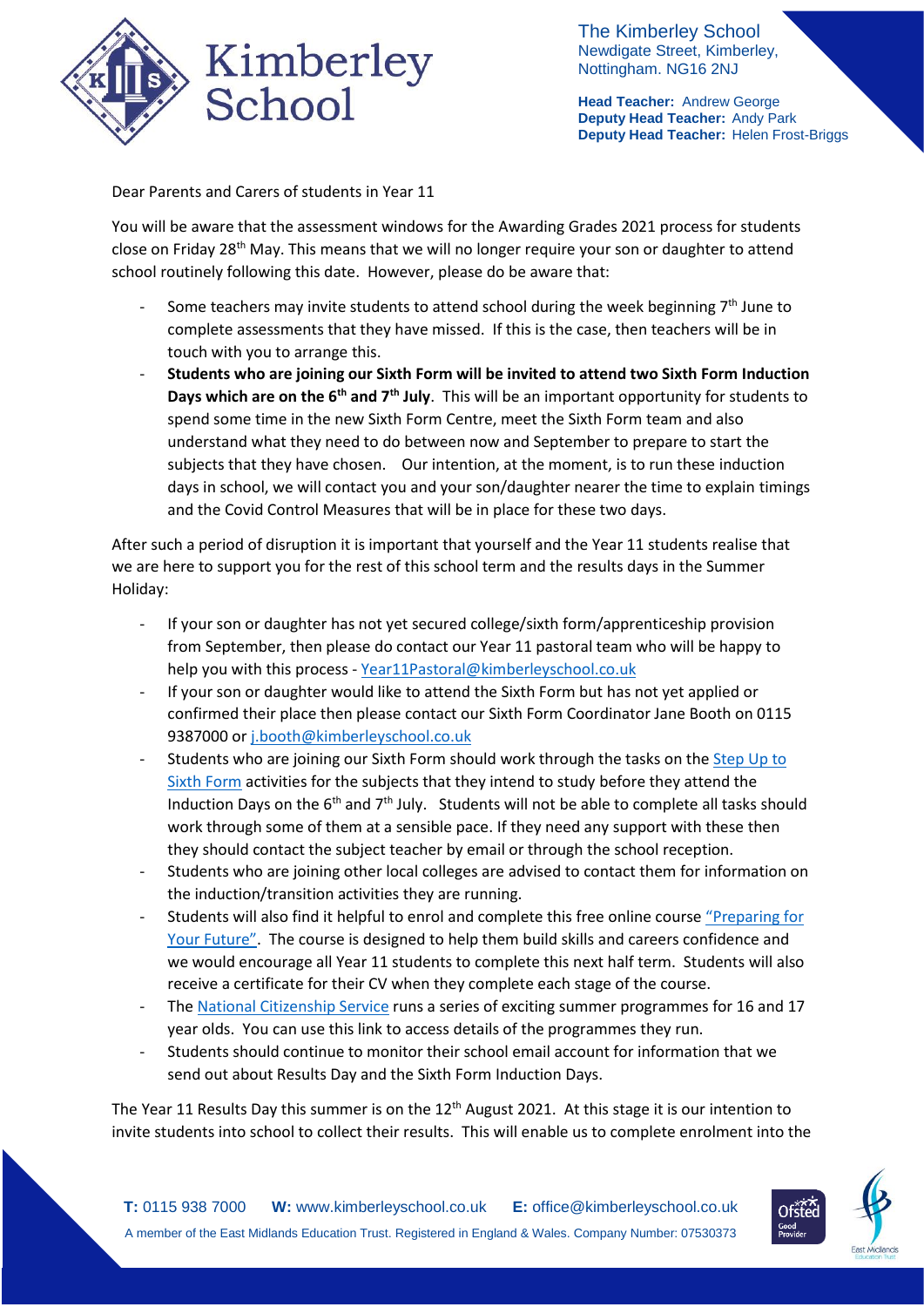**The Kimberley School**
Newdigate Street, Kimberley,
Nottingham. NG16 2NJ

**Head Teacher:** Andrew George
**Deputy Head Teacher:** Andy Park
**Deputy Head Teacher:** Helen Frost-Briggs

Dear Parents and Carers of students in Year 11

You will be aware that the assessment windows for the Awarding Grades 2021 process for students close on Friday 28th May. This means that we will no longer require your son or daughter to attend school routinely following this date. However, please do be aware that:

- Some teachers may invite students to attend school during the week beginning 7th June to complete assessments that they have missed. If this is the case, then teachers will be in touch with you to arrange this.
- **Students who are joining our Sixth Form will be invited to attend two Sixth Form Induction Days which are on the 6th and 7th July**. This will be an important opportunity for students to spend some time in the new Sixth Form Centre, meet the Sixth Form team and also understand what they need to do between now and September to prepare to start the subjects that they have chosen. Our intention, at the moment, is to run these induction days in school, we will contact you and your son/daughter nearer the time to explain timings and the Covid Control Measures that will be in place for these two days.

After such a period of disruption it is important that yourself and the Year 11 students realise that we are here to support you for the rest of this school term and the results days in the Summer Holiday:

- If your son or daughter has not yet secured college/sixth form/apprenticeship provision from September, then please do contact our Year 11 pastoral team who will be happy to help you with this process - Year11Pastoral@kimberleyschool.co.uk
- If your son or daughter would like to attend the Sixth Form but has not yet applied or confirmed their place then please contact our Sixth Form Coordinator Jane Booth on 0115 9387000 or j.booth@kimberleyschool.co.uk
- Students who are joining our Sixth Form should work through the tasks on the Step Up to Sixth Form activities for the subjects that they intend to study before they attend the Induction Days on the 6th and 7th July. Students will not be able to complete all tasks should work through some of them at a sensible pace. If they need any support with these then they should contact the subject teacher by email or through the school reception.
- Students who are joining other local colleges are advised to contact them for information on the induction/transition activities they are running.
- Students will also find it helpful to enrol and complete this free online course "Preparing for Your Future". The course is designed to help them build skills and careers confidence and we would encourage all Year 11 students to complete this next half term. Students will also receive a certificate for their CV when they complete each stage of the course.
- The National Citizenship Service runs a series of exciting summer programmes for 16 and 17 year olds. You can use this link to access details of the programmes they run.
- Students should continue to monitor their school email account for information that we send out about Results Day and the Sixth Form Induction Days.

The Year 11 Results Day this summer is on the 12th August 2021. At this stage it is our intention to invite students into school to collect their results. This will enable us to complete enrolment into the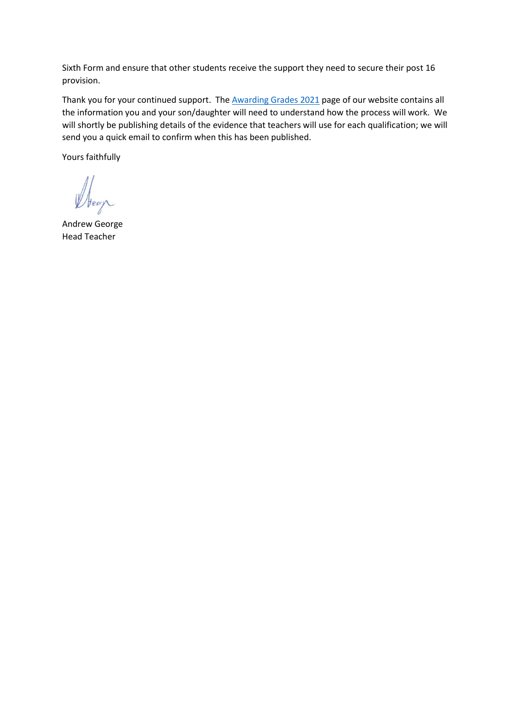Sixth Form and ensure that other students receive the support they need to secure their post 16 provision.

Thank you for your continued support. The Awarding Grades 2021 page of our website contains all the information you and your son/daughter will need to understand how the process will work. We will shortly be publishing details of the evidence that teachers will use for each qualification; we will send you a quick email to confirm when this has been published.

Yours faithfully

Andrew George
Head Teacher